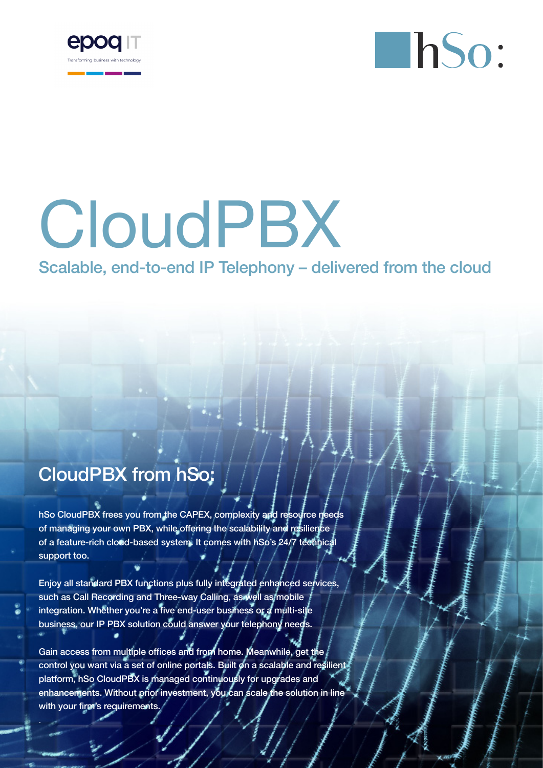epoq IT

Transforming business with technology

hSo:

# CloudPBX

Scalable, end-to-end IP Telephony – delivered from the cloud

## CloudPBX from hSo:

hSo CloudPBX frees you from the CAPEX, complexity and resource needs of managing your own PBX, while offering the scalability and resilience of a feature-rich cloud-based system. It comes with hSo's 24/7 technical support too.

Enjoy all standard PBX functions plus fully integrated enhanced services, such as Call Recording and Three-way Calling, as well as mobile integration. Whether you're a five end-user business or a multi-site business, our IP PBX solution could answer your telephony needs.

Gain access from multiple offices and from home. Meanwhile, get the control you want via a set of online portals. Built on a scalable and resilient platform, hSo CloudPBX is managed continuously for upgrades and enhancements. Without prior investment, you can scale the solution in line with your firm's requirements.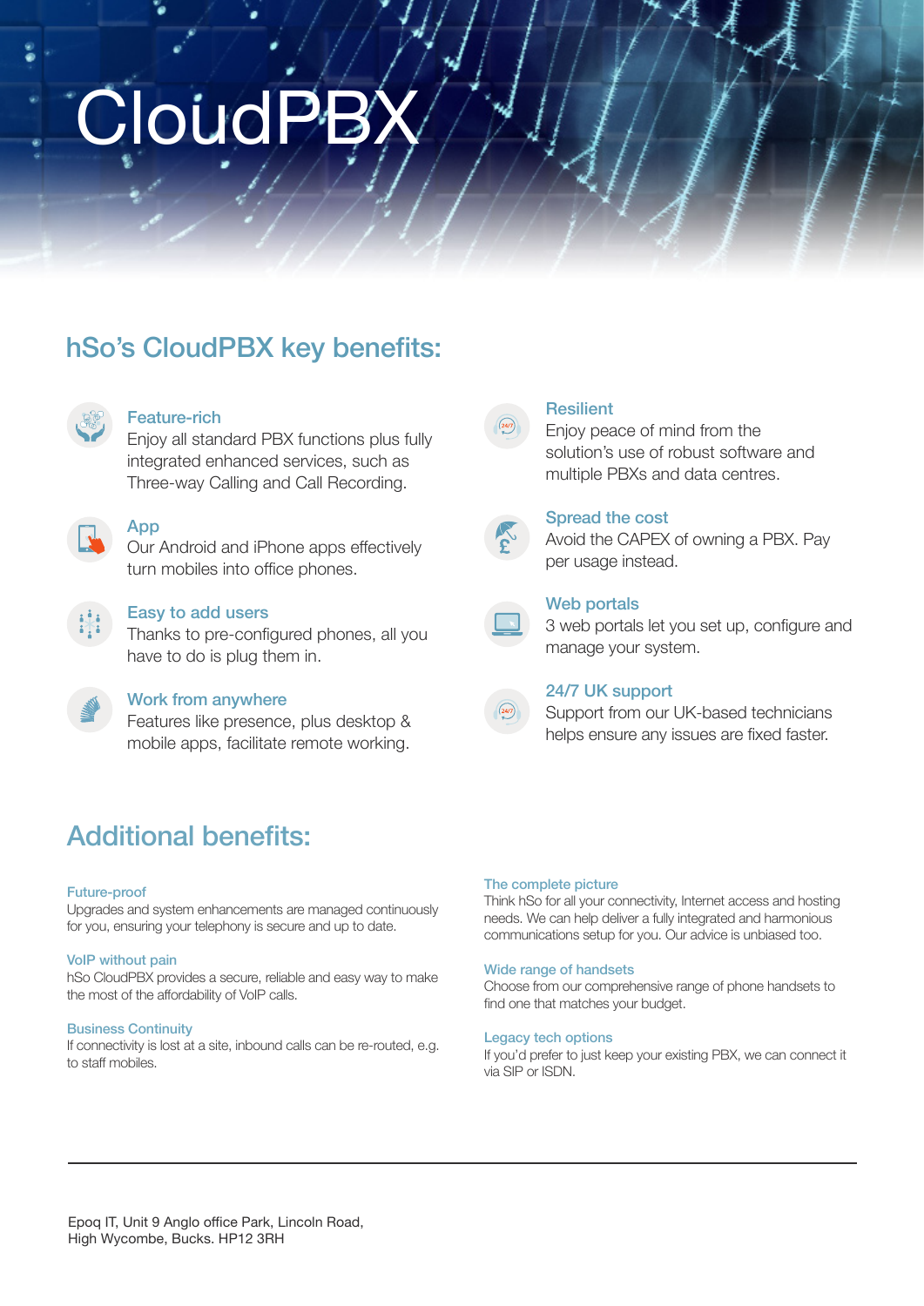# CloudPBX

## hSo's CloudPBX key benefits:

### Feature-rich
Enjoy all standard PBX functions plus fully integrated enhanced services, such as Three-way Calling and Call Recording.

### App
Our Android and iPhone apps effectively turn mobiles into office phones.

### Easy to add users
Thanks to pre-configured phones, all you have to do is plug them in.

### Work from anywhere
Features like presence, plus desktop & mobile apps, facilitate remote working.

### Resilient
Enjoy peace of mind from the solution's use of robust software and multiple PBXs and data centres.

### Spread the cost
Avoid the CAPEX of owning a PBX. Pay per usage instead.

### Web portals
3 web portals let you set up, configure and manage your system.

### 24/7 UK support
Support from our UK-based technicians helps ensure any issues are fixed faster.

## Additional benefits:

#### Future-proof
Upgrades and system enhancements are managed continuously for you, ensuring your telephony is secure and up to date.

#### VoIP without pain
hSo CloudPBX provides a secure, reliable and easy way to make the most of the affordability of VoIP calls.

#### Business Continuity
If connectivity is lost at a site, inbound calls can be re-routed, e.g. to staff mobiles.

#### The complete picture
Think hSo for all your connectivity, Internet access and hosting needs. We can help deliver a fully integrated and harmonious communications setup for you. Our advice is unbiased too.

#### Wide range of handsets
Choose from our comprehensive range of phone handsets to find one that matches your budget.

#### Legacy tech options
If you'd prefer to just keep your existing PBX, we can connect it via SIP or ISDN.

---

Epoq IT, Unit 9 Anglo office Park, Lincoln Road,
High Wycombe, Bucks. HP12 3RH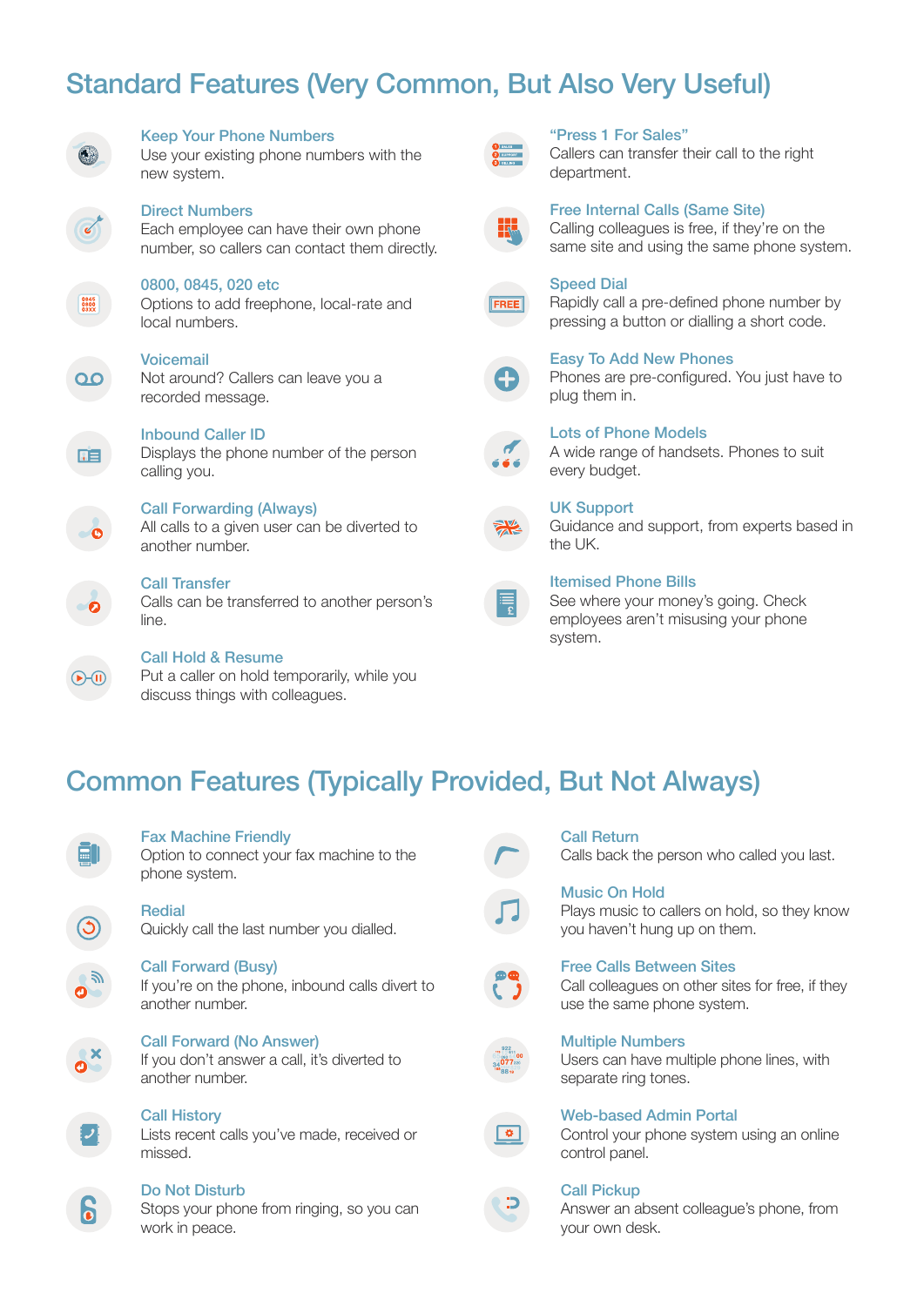## Standard Features (Very Common, But Also Very Useful)

### Keep Your Phone Numbers
Use your existing phone numbers with the new system.

### Direct Numbers
Each employee can have their own phone number, so callers can contact them directly.

### 0800, 0845, 020 etc
Options to add freephone, local-rate and local numbers.

### Voicemail
Not around? Callers can leave you a recorded message.

### Inbound Caller ID
Displays the phone number of the person calling you.

### Call Forwarding (Always)
All calls to a given user can be diverted to another number.

### Call Transfer
Calls can be transferred to another person's line.

### Call Hold & Resume
Put a caller on hold temporarily, while you discuss things with colleagues.

### "Press 1 For Sales"
Callers can transfer their call to the right department.

### Free Internal Calls (Same Site)
Calling colleagues is free, if they're on the same site and using the same phone system.

### Speed Dial
Rapidly call a pre-defined phone number by pressing a button or dialling a short code.

### Easy To Add New Phones
Phones are pre-configured. You just have to plug them in.

### Lots of Phone Models
A wide range of handsets. Phones to suit every budget.

### UK Support
Guidance and support, from experts based in the UK.

### Itemised Phone Bills
See where your money's going. Check employees aren't misusing your phone system.

## Common Features (Typically Provided, But Not Always)

### Fax Machine Friendly
Option to connect your fax machine to the phone system.

### Redial
Quickly call the last number you dialled.

### Call Forward (Busy)
If you're on the phone, inbound calls divert to another number.

### Call Forward (No Answer)
If you don't answer a call, it's diverted to another number.

### Call History
Lists recent calls you've made, received or missed.

### Do Not Disturb
Stops your phone from ringing, so you can work in peace.

### Call Return
Calls back the person who called you last.

### Music On Hold
Plays music to callers on hold, so they know you haven't hung up on them.

### Free Calls Between Sites
Call colleagues on other sites for free, if they use the same phone system.

### Multiple Numbers
Users can have multiple phone lines, with separate ring tones.

### Web-based Admin Portal
Control your phone system using an online control panel.

### Call Pickup
Answer an absent colleague's phone, from your own desk.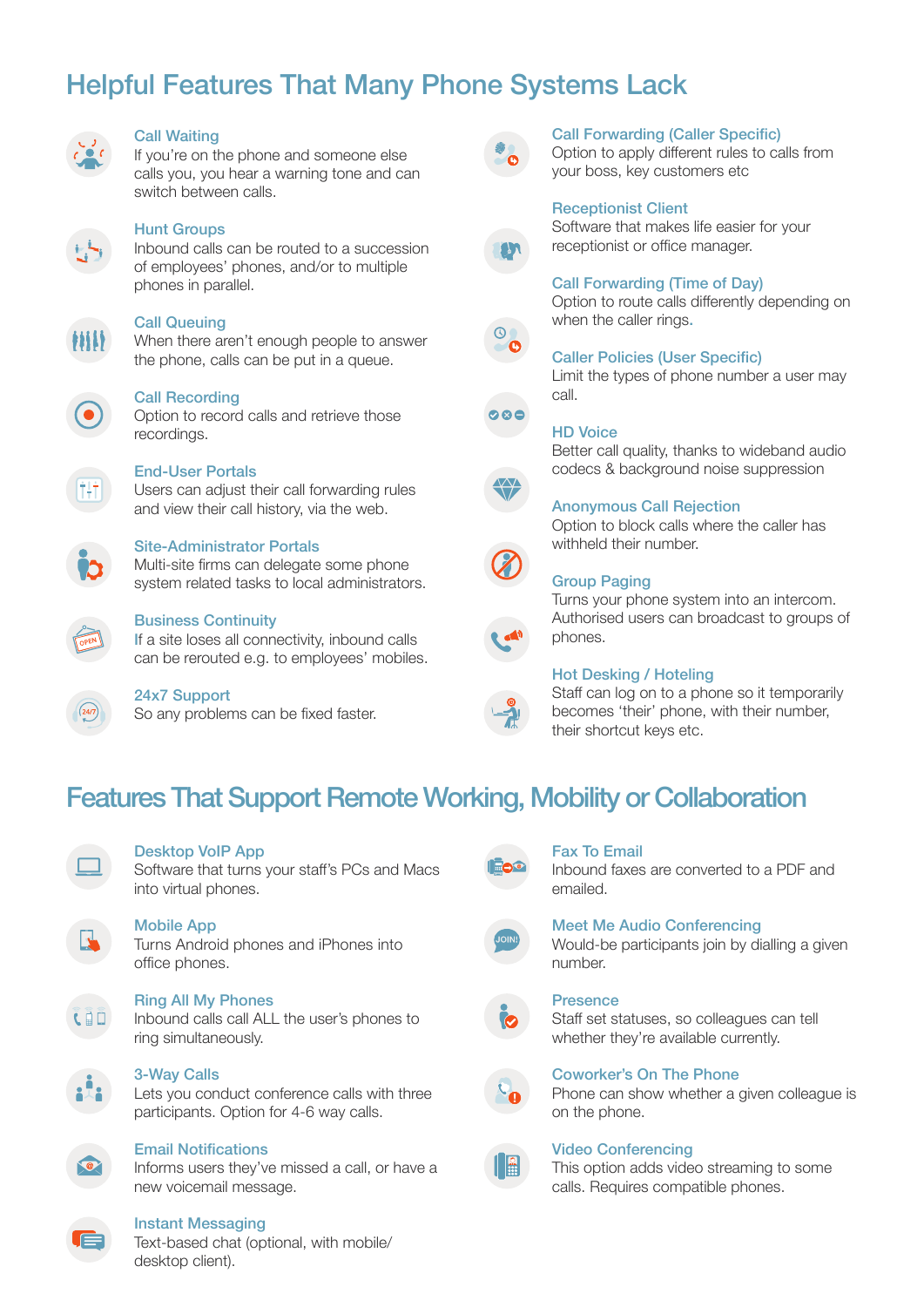## Helpful Features That Many Phone Systems Lack

### Call Waiting
If you're on the phone and someone else calls you, you hear a warning tone and can switch between calls.

### Hunt Groups
Inbound calls can be routed to a succession of employees' phones, and/or to multiple phones in parallel.

### Call Queuing
When there aren't enough people to answer the phone, calls can be put in a queue.

### Call Recording
Option to record calls and retrieve those recordings.

### End-User Portals
Users can adjust their call forwarding rules and view their call history, via the web.

### Site-Administrator Portals
Multi-site firms can delegate some phone system related tasks to local administrators.

### Business Continuity
If a site loses all connectivity, inbound calls can be rerouted e.g. to employees' mobiles.

### 24x7 Support
So any problems can be fixed faster.

### Call Forwarding (Caller Specific)
Option to apply different rules to calls from your boss, key customers etc

### Receptionist Client
Software that makes life easier for your receptionist or office manager.

### Call Forwarding (Time of Day)
Option to route calls differently depending on when the caller rings.

### Caller Policies (User Specific)
Limit the types of phone number a user may call.

### HD Voice
Better call quality, thanks to wideband audio codecs & background noise suppression

### Anonymous Call Rejection
Option to block calls where the caller has withheld their number.

### Group Paging
Turns your phone system into an intercom. Authorised users can broadcast to groups of phones.

### Hot Desking / Hoteling
Staff can log on to a phone so it temporarily becomes 'their' phone, with their number, their shortcut keys etc.

## Features That Support Remote Working, Mobility or Collaboration

### Desktop VoIP App
Software that turns your staff's PCs and Macs into virtual phones.

### Mobile App
Turns Android phones and iPhones into office phones.

### Ring All My Phones
Inbound calls call ALL the user's phones to ring simultaneously.

### 3-Way Calls
Lets you conduct conference calls with three participants. Option for 4-6 way calls.

### Email Notifications
Informs users they've missed a call, or have a new voicemail message.

### Instant Messaging
Text-based chat (optional, with mobile/desktop client).

### Fax To Email
Inbound faxes are converted to a PDF and emailed.

### Meet Me Audio Conferencing
Would-be participants join by dialling a given number.

### Presence
Staff set statuses, so colleagues can tell whether they're available currently.

### Coworker's On The Phone
Phone can show whether a given colleague is on the phone.

### Video Conferencing
This option adds video streaming to some calls. Requires compatible phones.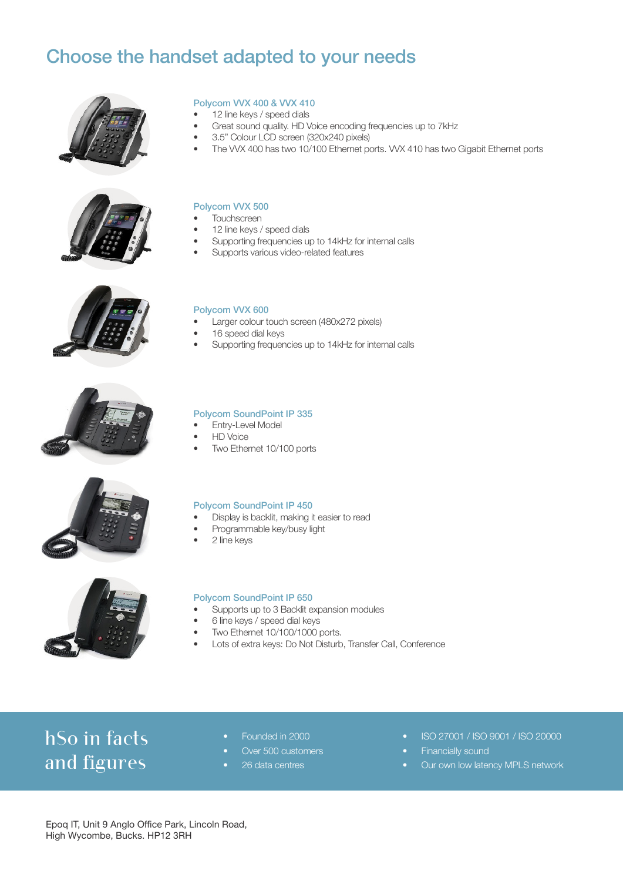# Choose the handset adapted to your needs

### Polycom VVX 400 & VVX 410

- 12 line keys / speed dials
- Great sound quality. HD Voice encoding frequencies up to 7kHz
- 3.5" Colour LCD screen (320x240 pixels)
- The VVX 400 has two 10/100 Ethernet ports. VVX 410 has two Gigabit Ethernet ports

### Polycom VVX 500

- Touchscreen
- 12 line keys / speed dials
- Supporting frequencies up to 14kHz for internal calls
- Supports various video-related features

### Polycom VVX 600

- Larger colour touch screen (480x272 pixels)
- 16 speed dial keys
- Supporting frequencies up to 14kHz for internal calls

### Polycom SoundPoint IP 335

- Entry-Level Model
- HD Voice
- Two Ethernet 10/100 ports

### Polycom SoundPoint IP 450

- Display is backlit, making it easier to read
- Programmable key/busy light
- 2 line keys

### Polycom SoundPoint IP 650

- Supports up to 3 Backlit expansion modules
- 6 line keys / speed dial keys
- Two Ethernet 10/100/1000 ports.
- Lots of extra keys: Do Not Disturb, Transfer Call, Conference

## hSo in facts and figures

- Founded in 2000
- Over 500 customers
- 26 data centres
- ISO 27001 / ISO 9001 / ISO 20000
- Financially sound
- Our own low latency MPLS network

Epoq IT, Unit 9 Anglo Office Park, Lincoln Road,
High Wycombe, Bucks. HP12 3RH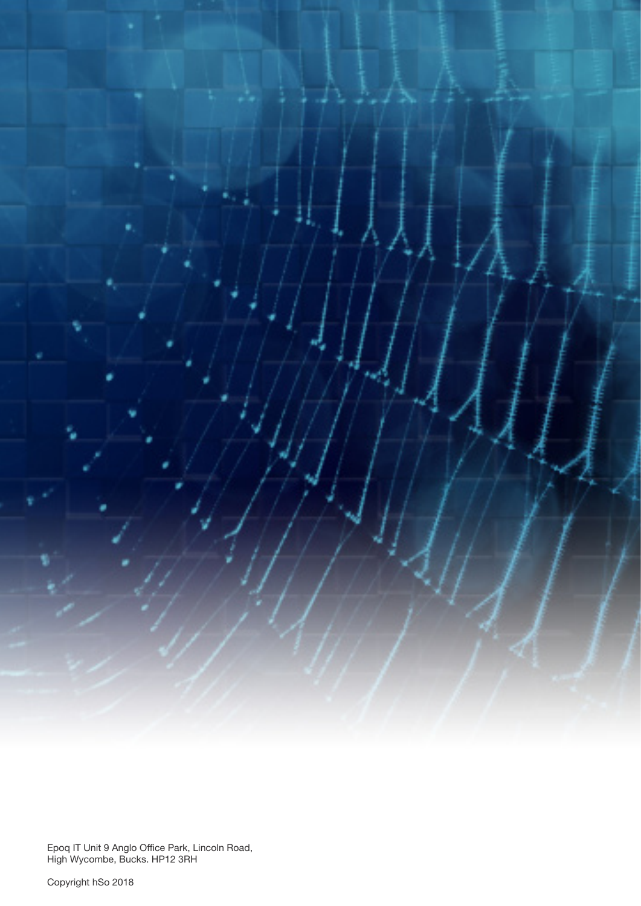Epoq IT Unit 9 Anglo Office Park, Lincoln Road,
High Wycombe, Bucks. HP12 3RH

Copyright hSo 2018